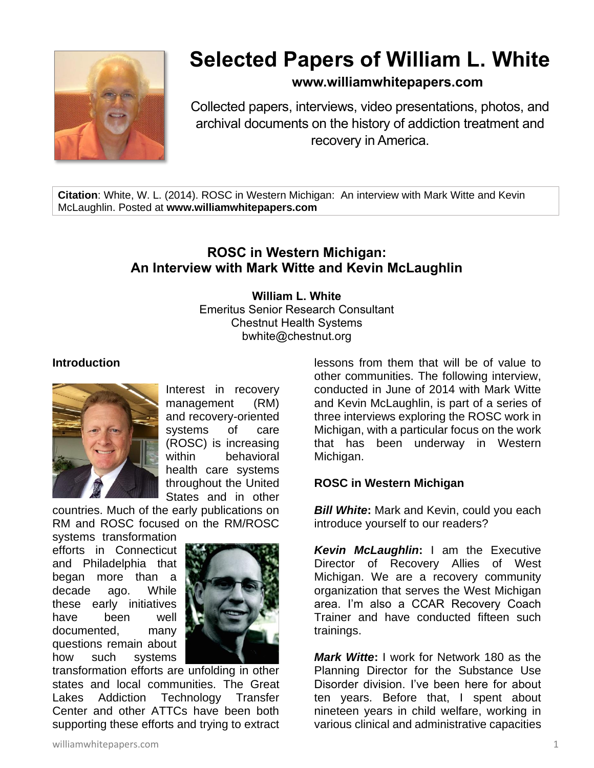# Selected Papers of William L. White

**www.williamwhitepapers.com**

Collected papers, interviews, video presentations, photos, and archival documents on the history of addiction treatment and recovery in America.

**Citation**: White, W. L. (2014). ROSC in Western Michigan: An interview with Mark Witte and Kevin McLaughlin. Posted at **www.williamwhitepapers.com**

## ROSC in Western Michigan: An Interview with Mark Witte and Kevin McLaughlin

**William L. White**
Emeritus Senior Research Consultant
Chestnut Health Systems
bwhite@chestnut.org

### Introduction

Interest in recovery management (RM) and recovery-oriented systems of care (ROSC) is increasing within behavioral health care systems throughout the United States and in other countries. Much of the early publications on RM and ROSC focused on the RM/ROSC systems transformation efforts in Connecticut and Philadelphia that began more than a decade ago. While these early initiatives have been well documented, many questions remain about how such systems transformation efforts are unfolding in other states and local communities. The Great Lakes Addiction Technology Transfer Center and other ATTCs have been both supporting these efforts and trying to extract lessons from them that will be of value to other communities. The following interview, conducted in June of 2014 with Mark Witte and Kevin McLaughlin, is part of a series of three interviews exploring the ROSC work in Michigan, with a particular focus on the work that has been underway in Western Michigan.

### ROSC in Western Michigan

***Bill White***: Mark and Kevin, could you each introduce yourself to our readers?

***Kevin McLaughlin***: I am the Executive Director of Recovery Allies of West Michigan. We are a recovery community organization that serves the West Michigan area. I'm also a CCAR Recovery Coach Trainer and have conducted fifteen such trainings.

***Mark Witte***: I work for Network 180 as the Planning Director for the Substance Use Disorder division. I've been here for about ten years. Before that, I spent about nineteen years in child welfare, working in various clinical and administrative capacities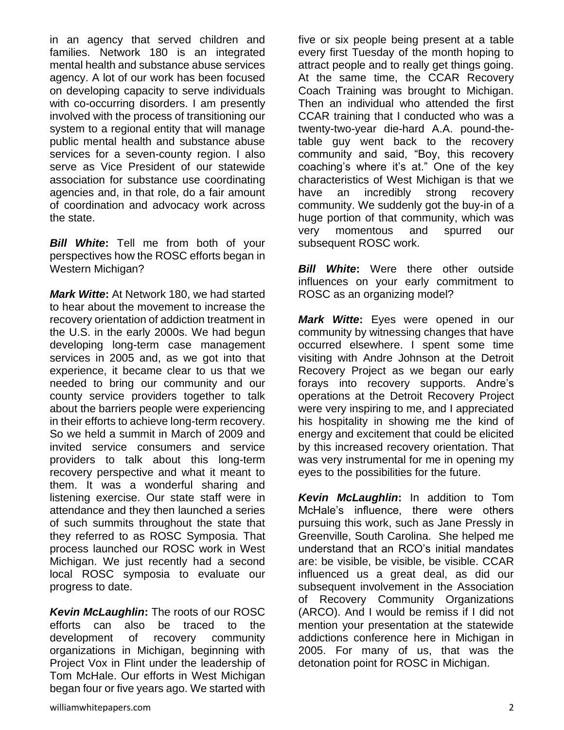in an agency that served children and families. Network 180 is an integrated mental health and substance abuse services agency. A lot of our work has been focused on developing capacity to serve individuals with co-occurring disorders. I am presently involved with the process of transitioning our system to a regional entity that will manage public mental health and substance abuse services for a seven-county region. I also serve as Vice President of our statewide association for substance use coordinating agencies and, in that role, do a fair amount of coordination and advocacy work across the state.

***Bill White*:** Tell me from both of your perspectives how the ROSC efforts began in Western Michigan?

***Mark Witte*:** At Network 180, we had started to hear about the movement to increase the recovery orientation of addiction treatment in the U.S. in the early 2000s. We had begun developing long-term case management services in 2005 and, as we got into that experience, it became clear to us that we needed to bring our community and our county service providers together to talk about the barriers people were experiencing in their efforts to achieve long-term recovery. So we held a summit in March of 2009 and invited service consumers and service providers to talk about this long-term recovery perspective and what it meant to them. It was a wonderful sharing and listening exercise. Our state staff were in attendance and they then launched a series of such summits throughout the state that they referred to as ROSC Symposia. That process launched our ROSC work in West Michigan. We just recently had a second local ROSC symposia to evaluate our progress to date.

***Kevin McLaughlin*:** The roots of our ROSC efforts can also be traced to the development of recovery community organizations in Michigan, beginning with Project Vox in Flint under the leadership of Tom McHale. Our efforts in West Michigan began four or five years ago. We started with five or six people being present at a table every first Tuesday of the month hoping to attract people and to really get things going. At the same time, the CCAR Recovery Coach Training was brought to Michigan. Then an individual who attended the first CCAR training that I conducted who was a twenty-two-year die-hard A.A. pound-the-table guy went back to the recovery community and said, "Boy, this recovery coaching's where it's at." One of the key characteristics of West Michigan is that we have an incredibly strong recovery community. We suddenly got the buy-in of a huge portion of that community, which was very momentous and spurred our subsequent ROSC work.

***Bill White*:** Were there other outside influences on your early commitment to ROSC as an organizing model?

***Mark Witte*:** Eyes were opened in our community by witnessing changes that have occurred elsewhere. I spent some time visiting with Andre Johnson at the Detroit Recovery Project as we began our early forays into recovery supports. Andre's operations at the Detroit Recovery Project were very inspiring to me, and I appreciated his hospitality in showing me the kind of energy and excitement that could be elicited by this increased recovery orientation. That was very instrumental for me in opening my eyes to the possibilities for the future.

***Kevin McLaughlin*:** In addition to Tom McHale's influence, there were others pursuing this work, such as Jane Pressly in Greenville, South Carolina. She helped me understand that an RCO's initial mandates are: be visible, be visible, be visible. CCAR influenced us a great deal, as did our subsequent involvement in the Association of Recovery Community Organizations (ARCO). And I would be remiss if I did not mention your presentation at the statewide addictions conference here in Michigan in 2005. For many of us, that was the detonation point for ROSC in Michigan.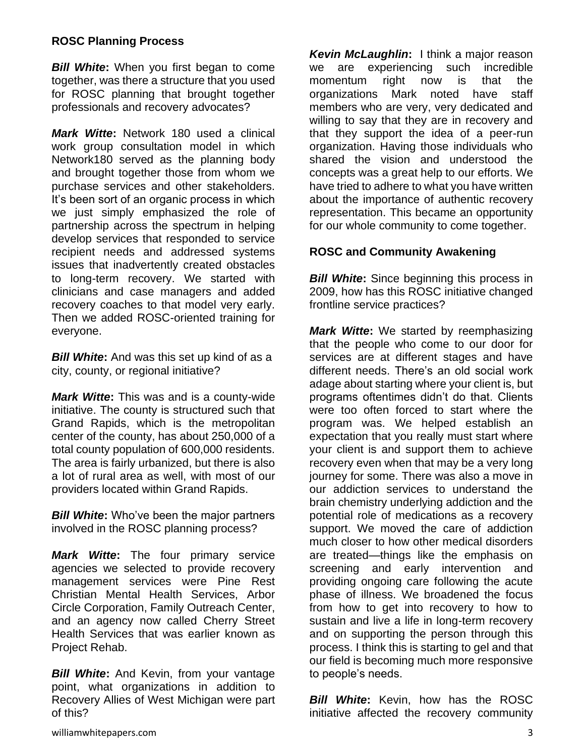## ROSC Planning Process

***Bill White*:** When you first began to come together, was there a structure that you used for ROSC planning that brought together professionals and recovery advocates?

***Mark Witte*:** Network 180 used a clinical work group consultation model in which Network180 served as the planning body and brought together those from whom we purchase services and other stakeholders. It's been sort of an organic process in which we just simply emphasized the role of partnership across the spectrum in helping develop services that responded to service recipient needs and addressed systems issues that inadvertently created obstacles to long-term recovery. We started with clinicians and case managers and added recovery coaches to that model very early. Then we added ROSC-oriented training for everyone.

***Bill White*:** And was this set up kind of as a city, county, or regional initiative?

***Mark Witte*:** This was and is a county-wide initiative. The county is structured such that Grand Rapids, which is the metropolitan center of the county, has about 250,000 of a total county population of 600,000 residents. The area is fairly urbanized, but there is also a lot of rural area as well, with most of our providers located within Grand Rapids.

***Bill White*:** Who've been the major partners involved in the ROSC planning process?

***Mark Witte*:** The four primary service agencies we selected to provide recovery management services were Pine Rest Christian Mental Health Services, Arbor Circle Corporation, Family Outreach Center, and an agency now called Cherry Street Health Services that was earlier known as Project Rehab.

***Bill White*:** And Kevin, from your vantage point, what organizations in addition to Recovery Allies of West Michigan were part of this?

***Kevin McLaughlin*:** I think a major reason we are experiencing such incredible momentum right now is that the organizations Mark noted have staff members who are very, very dedicated and willing to say that they are in recovery and that they support the idea of a peer-run organization. Having those individuals who shared the vision and understood the concepts was a great help to our efforts. We have tried to adhere to what you have written about the importance of authentic recovery representation. This became an opportunity for our whole community to come together.

## ROSC and Community Awakening

***Bill White*:** Since beginning this process in 2009, how has this ROSC initiative changed frontline service practices?

***Mark Witte*:** We started by reemphasizing that the people who come to our door for services are at different stages and have different needs. There's an old social work adage about starting where your client is, but programs oftentimes didn't do that. Clients were too often forced to start where the program was. We helped establish an expectation that you really must start where your client is and support them to achieve recovery even when that may be a very long journey for some. There was also a move in our addiction services to understand the brain chemistry underlying addiction and the potential role of medications as a recovery support. We moved the care of addiction much closer to how other medical disorders are treated—things like the emphasis on screening and early intervention and providing ongoing care following the acute phase of illness. We broadened the focus from how to get into recovery to how to sustain and live a life in long-term recovery and on supporting the person through this process. I think this is starting to gel and that our field is becoming much more responsive to people's needs.

***Bill White*:** Kevin, how has the ROSC initiative affected the recovery community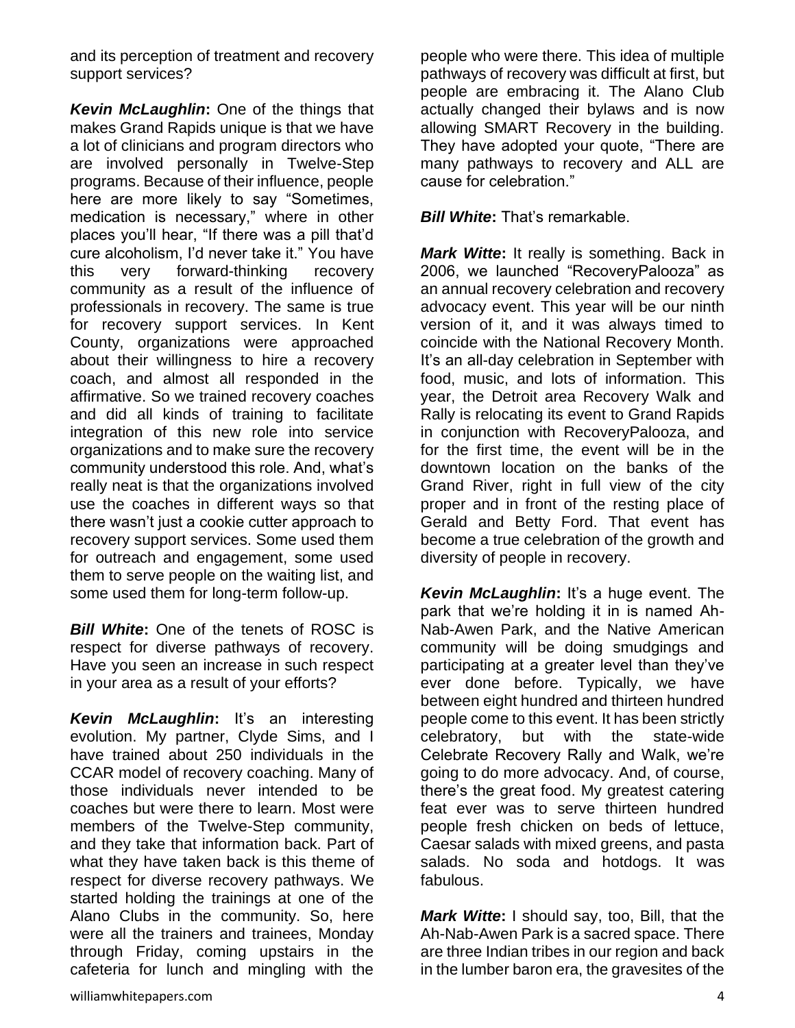and its perception of treatment and recovery support services?

***Kevin McLaughlin*:** One of the things that makes Grand Rapids unique is that we have a lot of clinicians and program directors who are involved personally in Twelve-Step programs. Because of their influence, people here are more likely to say "Sometimes, medication is necessary," where in other places you'll hear, "If there was a pill that'd cure alcoholism, I'd never take it." You have this very forward-thinking recovery community as a result of the influence of professionals in recovery. The same is true for recovery support services. In Kent County, organizations were approached about their willingness to hire a recovery coach, and almost all responded in the affirmative. So we trained recovery coaches and did all kinds of training to facilitate integration of this new role into service organizations and to make sure the recovery community understood this role. And, what's really neat is that the organizations involved use the coaches in different ways so that there wasn't just a cookie cutter approach to recovery support services. Some used them for outreach and engagement, some used them to serve people on the waiting list, and some used them for long-term follow-up.

***Bill White*:** One of the tenets of ROSC is respect for diverse pathways of recovery. Have you seen an increase in such respect in your area as a result of your efforts?

***Kevin McLaughlin*:** It's an interesting evolution. My partner, Clyde Sims, and I have trained about 250 individuals in the CCAR model of recovery coaching. Many of those individuals never intended to be coaches but were there to learn. Most were members of the Twelve-Step community, and they take that information back. Part of what they have taken back is this theme of respect for diverse recovery pathways. We started holding the trainings at one of the Alano Clubs in the community. So, here were all the trainers and trainees, Monday through Friday, coming upstairs in the cafeteria for lunch and mingling with the people who were there. This idea of multiple pathways of recovery was difficult at first, but people are embracing it. The Alano Club actually changed their bylaws and is now allowing SMART Recovery in the building. They have adopted your quote, "There are many pathways to recovery and ALL are cause for celebration."

***Bill White*:** That's remarkable.

***Mark Witte*:** It really is something. Back in 2006, we launched "RecoveryPalooza" as an annual recovery celebration and recovery advocacy event. This year will be our ninth version of it, and it was always timed to coincide with the National Recovery Month. It's an all-day celebration in September with food, music, and lots of information. This year, the Detroit area Recovery Walk and Rally is relocating its event to Grand Rapids in conjunction with RecoveryPalooza, and for the first time, the event will be in the downtown location on the banks of the Grand River, right in full view of the city proper and in front of the resting place of Gerald and Betty Ford. That event has become a true celebration of the growth and diversity of people in recovery.

***Kevin McLaughlin*:** It's a huge event. The park that we're holding it in is named Ah-Nab-Awen Park, and the Native American community will be doing smudgings and participating at a greater level than they've ever done before. Typically, we have between eight hundred and thirteen hundred people come to this event. It has been strictly celebratory, but with the state-wide Celebrate Recovery Rally and Walk, we're going to do more advocacy. And, of course, there's the great food. My greatest catering feat ever was to serve thirteen hundred people fresh chicken on beds of lettuce, Caesar salads with mixed greens, and pasta salads. No soda and hotdogs. It was fabulous.

***Mark Witte*:** I should say, too, Bill, that the Ah-Nab-Awen Park is a sacred space. There are three Indian tribes in our region and back in the lumber baron era, the gravesites of the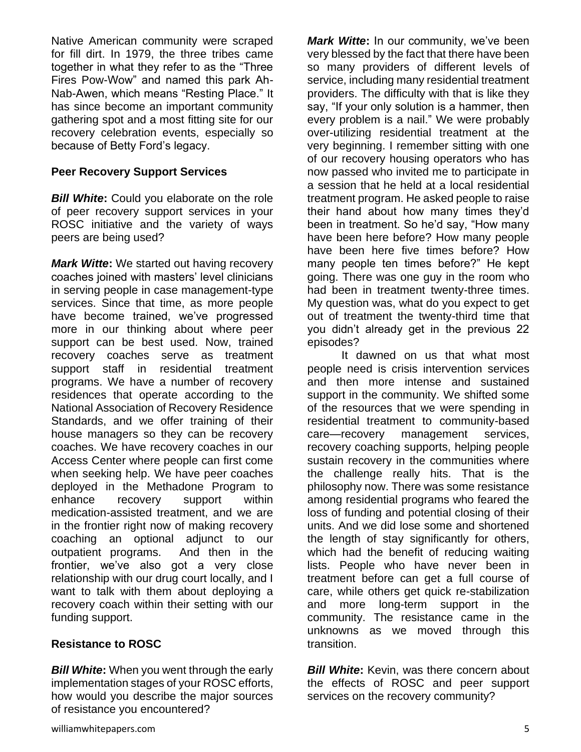Native American community were scraped for fill dirt. In 1979, the three tribes came together in what they refer to as the "Three Fires Pow-Wow" and named this park Ah-Nab-Awen, which means "Resting Place." It has since become an important community gathering spot and a most fitting site for our recovery celebration events, especially so because of Betty Ford's legacy.

**Peer Recovery Support Services**

***Bill White*:** Could you elaborate on the role of peer recovery support services in your ROSC initiative and the variety of ways peers are being used?

***Mark Witte*:** We started out having recovery coaches joined with masters' level clinicians in serving people in case management-type services. Since that time, as more people have become trained, we've progressed more in our thinking about where peer support can be best used. Now, trained recovery coaches serve as treatment support staff in residential treatment programs. We have a number of recovery residences that operate according to the National Association of Recovery Residence Standards, and we offer training of their house managers so they can be recovery coaches. We have recovery coaches in our Access Center where people can first come when seeking help. We have peer coaches deployed in the Methadone Program to enhance recovery support within medication-assisted treatment, and we are in the frontier right now of making recovery coaching an optional adjunct to our outpatient programs. And then in the frontier, we've also got a very close relationship with our drug court locally, and I want to talk with them about deploying a recovery coach within their setting with our funding support.

**Resistance to ROSC**

***Bill White*:** When you went through the early implementation stages of your ROSC efforts, how would you describe the major sources of resistance you encountered?

***Mark Witte*:** In our community, we've been very blessed by the fact that there have been so many providers of different levels of service, including many residential treatment providers. The difficulty with that is like they say, "If your only solution is a hammer, then every problem is a nail." We were probably over-utilizing residential treatment at the very beginning. I remember sitting with one of our recovery housing operators who has now passed who invited me to participate in a session that he held at a local residential treatment program. He asked people to raise their hand about how many times they'd been in treatment. So he'd say, "How many have been here before? How many people have been here five times before? How many people ten times before?" He kept going. There was one guy in the room who had been in treatment twenty-three times. My question was, what do you expect to get out of treatment the twenty-third time that you didn't already get in the previous 22 episodes?

It dawned on us that what most people need is crisis intervention services and then more intense and sustained support in the community. We shifted some of the resources that we were spending in residential treatment to community-based care—recovery management services, recovery coaching supports, helping people sustain recovery in the communities where the challenge really hits. That is the philosophy now. There was some resistance among residential programs who feared the loss of funding and potential closing of their units. And we did lose some and shortened the length of stay significantly for others, which had the benefit of reducing waiting lists. People who have never been in treatment before can get a full course of care, while others get quick re-stabilization and more long-term support in the community. The resistance came in the unknowns as we moved through this transition.

***Bill White*:** Kevin, was there concern about the effects of ROSC and peer support services on the recovery community?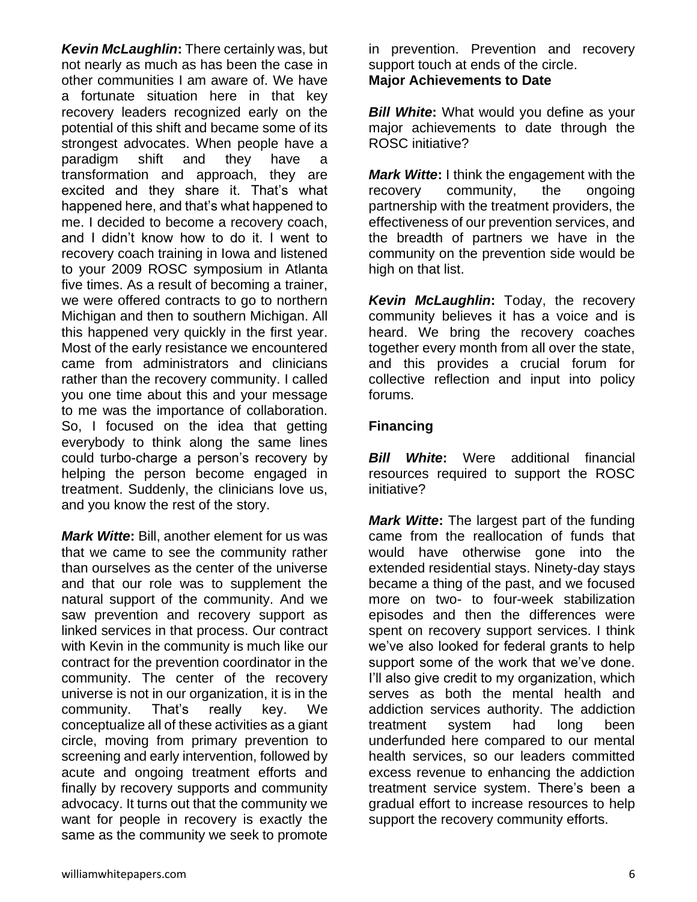***Kevin McLaughlin*:** There certainly was, but not nearly as much as has been the case in other communities I am aware of. We have a fortunate situation here in that key recovery leaders recognized early on the potential of this shift and became some of its strongest advocates. When people have a paradigm shift and they have a transformation and approach, they are excited and they share it. That's what happened here, and that's what happened to me. I decided to become a recovery coach, and I didn't know how to do it. I went to recovery coach training in Iowa and listened to your 2009 ROSC symposium in Atlanta five times. As a result of becoming a trainer, we were offered contracts to go to northern Michigan and then to southern Michigan. All this happened very quickly in the first year. Most of the early resistance we encountered came from administrators and clinicians rather than the recovery community. I called you one time about this and your message to me was the importance of collaboration. So, I focused on the idea that getting everybody to think along the same lines could turbo-charge a person's recovery by helping the person become engaged in treatment. Suddenly, the clinicians love us, and you know the rest of the story.

***Mark Witte*:** Bill, another element for us was that we came to see the community rather than ourselves as the center of the universe and that our role was to supplement the natural support of the community. And we saw prevention and recovery support as linked services in that process. Our contract with Kevin in the community is much like our contract for the prevention coordinator in the community. The center of the recovery universe is not in our organization, it is in the community. That's really key. We conceptualize all of these activities as a giant circle, moving from primary prevention to screening and early intervention, followed by acute and ongoing treatment efforts and finally by recovery supports and community advocacy. It turns out that the community we want for people in recovery is exactly the same as the community we seek to promote in prevention. Prevention and recovery support touch at ends of the circle.

**Major Achievements to Date**

***Bill White*:** What would you define as your major achievements to date through the ROSC initiative?

***Mark Witte*:** I think the engagement with the recovery community, the ongoing partnership with the treatment providers, the effectiveness of our prevention services, and the breadth of partners we have in the community on the prevention side would be high on that list.

***Kevin McLaughlin*:** Today, the recovery community believes it has a voice and is heard. We bring the recovery coaches together every month from all over the state, and this provides a crucial forum for collective reflection and input into policy forums.

**Financing**

***Bill White*:** Were additional financial resources required to support the ROSC initiative?

***Mark Witte*:** The largest part of the funding came from the reallocation of funds that would have otherwise gone into the extended residential stays. Ninety-day stays became a thing of the past, and we focused more on two- to four-week stabilization episodes and then the differences were spent on recovery support services. I think we've also looked for federal grants to help support some of the work that we've done. I'll also give credit to my organization, which serves as both the mental health and addiction services authority. The addiction treatment system had long been underfunded here compared to our mental health services, so our leaders committed excess revenue to enhancing the addiction treatment service system. There's been a gradual effort to increase resources to help support the recovery community efforts.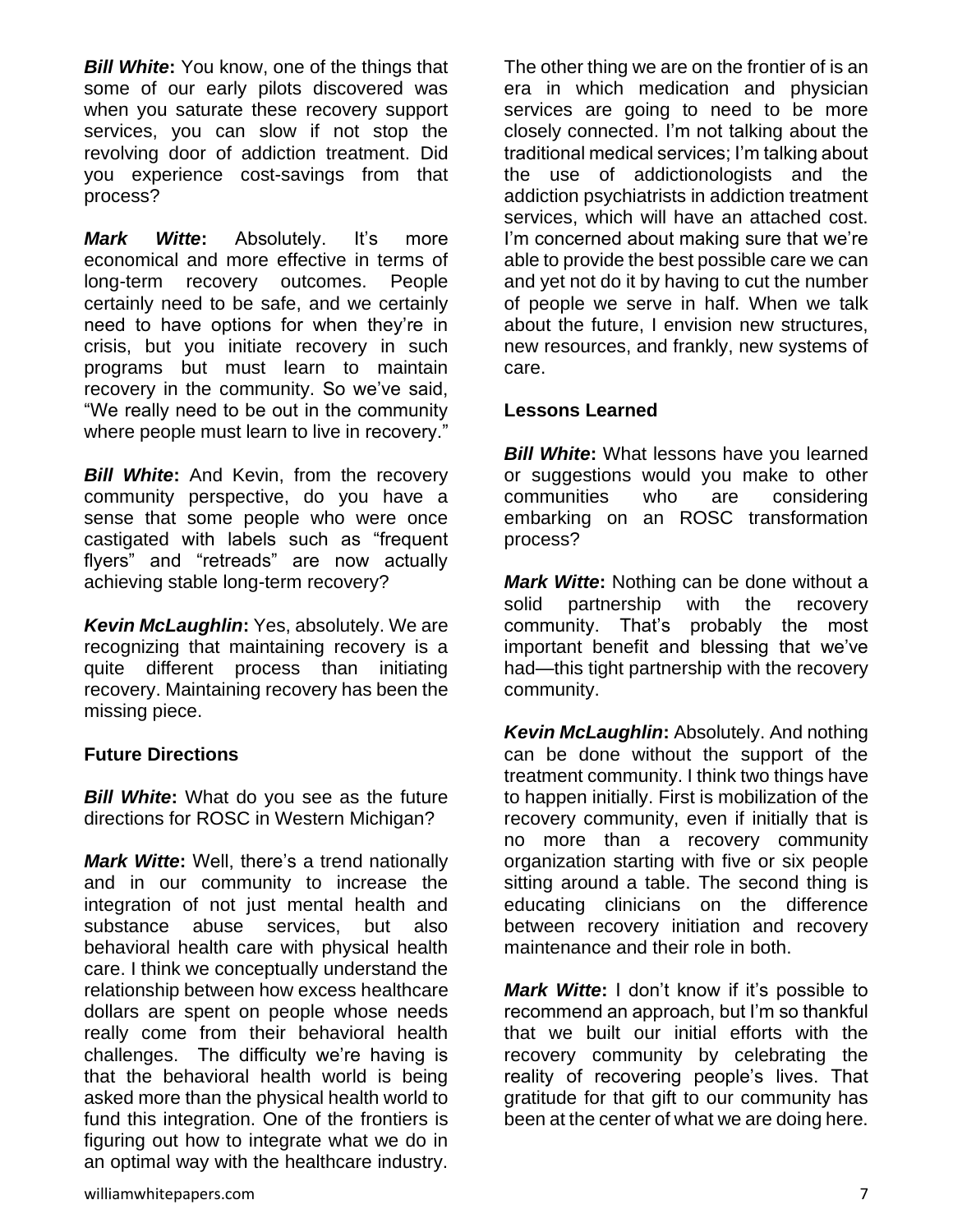***Bill White*:** You know, one of the things that some of our early pilots discovered was when you saturate these recovery support services, you can slow if not stop the revolving door of addiction treatment. Did you experience cost-savings from that process?

***Mark Witte*:** Absolutely. It's more economical and more effective in terms of long-term recovery outcomes. People certainly need to be safe, and we certainly need to have options for when they're in crisis, but you initiate recovery in such programs but must learn to maintain recovery in the community. So we've said, "We really need to be out in the community where people must learn to live in recovery."

***Bill White*:** And Kevin, from the recovery community perspective, do you have a sense that some people who were once castigated with labels such as "frequent flyers" and "retreads" are now actually achieving stable long-term recovery?

***Kevin McLaughlin*:** Yes, absolutely. We are recognizing that maintaining recovery is a quite different process than initiating recovery. Maintaining recovery has been the missing piece.

**Future Directions**

***Bill White*:** What do you see as the future directions for ROSC in Western Michigan?

***Mark Witte*:** Well, there's a trend nationally and in our community to increase the integration of not just mental health and substance abuse services, but also behavioral health care with physical health care. I think we conceptually understand the relationship between how excess healthcare dollars are spent on people whose needs really come from their behavioral health challenges. The difficulty we're having is that the behavioral health world is being asked more than the physical health world to fund this integration. One of the frontiers is figuring out how to integrate what we do in an optimal way with the healthcare industry. The other thing we are on the frontier of is an era in which medication and physician services are going to need to be more closely connected. I'm not talking about the traditional medical services; I'm talking about the use of addictionologists and the addiction psychiatrists in addiction treatment services, which will have an attached cost. I'm concerned about making sure that we're able to provide the best possible care we can and yet not do it by having to cut the number of people we serve in half. When we talk about the future, I envision new structures, new resources, and frankly, new systems of care.

**Lessons Learned**

***Bill White*:** What lessons have you learned or suggestions would you make to other communities who are considering embarking on an ROSC transformation process?

***Mark Witte*:** Nothing can be done without a solid partnership with the recovery community. That's probably the most important benefit and blessing that we've had—this tight partnership with the recovery community.

***Kevin McLaughlin*:** Absolutely. And nothing can be done without the support of the treatment community. I think two things have to happen initially. First is mobilization of the recovery community, even if initially that is no more than a recovery community organization starting with five or six people sitting around a table. The second thing is educating clinicians on the difference between recovery initiation and recovery maintenance and their role in both.

***Mark Witte*:** I don't know if it's possible to recommend an approach, but I'm so thankful that we built our initial efforts with the recovery community by celebrating the reality of recovering people's lives. That gratitude for that gift to our community has been at the center of what we are doing here.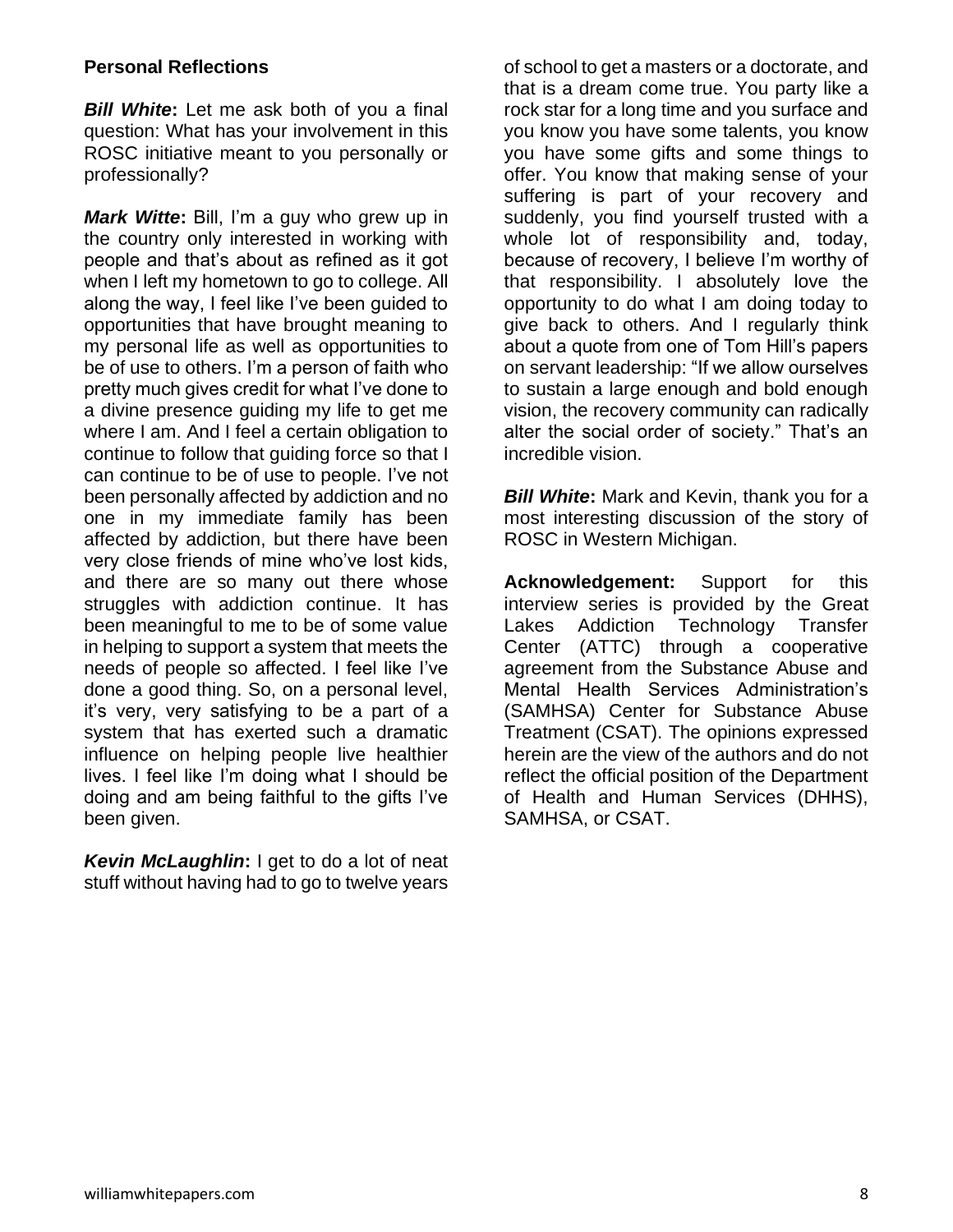**Personal Reflections**

***Bill White*:** Let me ask both of you a final question: What has your involvement in this ROSC initiative meant to you personally or professionally?

***Mark Witte*:** Bill, I'm a guy who grew up in the country only interested in working with people and that's about as refined as it got when I left my hometown to go to college. All along the way, I feel like I've been guided to opportunities that have brought meaning to my personal life as well as opportunities to be of use to others. I'm a person of faith who pretty much gives credit for what I've done to a divine presence guiding my life to get me where I am. And I feel a certain obligation to continue to follow that guiding force so that I can continue to be of use to people. I've not been personally affected by addiction and no one in my immediate family has been affected by addiction, but there have been very close friends of mine who've lost kids, and there are so many out there whose struggles with addiction continue. It has been meaningful to me to be of some value in helping to support a system that meets the needs of people so affected. I feel like I've done a good thing. So, on a personal level, it's very, very satisfying to be a part of a system that has exerted such a dramatic influence on helping people live healthier lives. I feel like I'm doing what I should be doing and am being faithful to the gifts I've been given.

***Kevin McLaughlin*:** I get to do a lot of neat stuff without having had to go to twelve years of school to get a masters or a doctorate, and that is a dream come true. You party like a rock star for a long time and you surface and you know you have some talents, you know you have some gifts and some things to offer. You know that making sense of your suffering is part of your recovery and suddenly, you find yourself trusted with a whole lot of responsibility and, today, because of recovery, I believe I'm worthy of that responsibility. I absolutely love the opportunity to do what I am doing today to give back to others. And I regularly think about a quote from one of Tom Hill's papers on servant leadership: "If we allow ourselves to sustain a large enough and bold enough vision, the recovery community can radically alter the social order of society." That's an incredible vision.

***Bill White*:** Mark and Kevin, thank you for a most interesting discussion of the story of ROSC in Western Michigan.

**Acknowledgement:** Support for this interview series is provided by the Great Lakes Addiction Technology Transfer Center (ATTC) through a cooperative agreement from the Substance Abuse and Mental Health Services Administration's (SAMHSA) Center for Substance Abuse Treatment (CSAT). The opinions expressed herein are the view of the authors and do not reflect the official position of the Department of Health and Human Services (DHHS), SAMHSA, or CSAT.